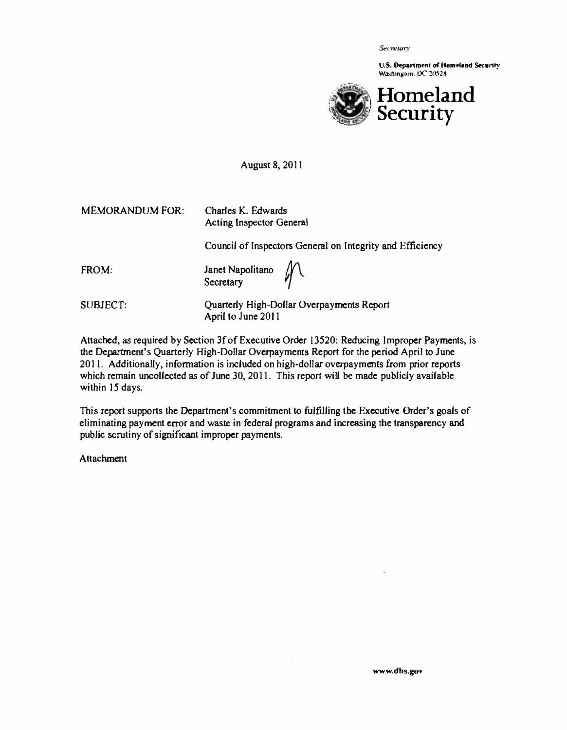*Secretary*

**U.S. Department of Homeland Security**
Washington, DC 20528

**Homeland Security**

August 8, 2011

MEMORANDUM FOR: Charles K. Edwards
Acting Inspector General

Council of Inspectors General on Integrity and Efficiency

FROM: Janet Napolitano
Secretary

SUBJECT: Quarterly High-Dollar Overpayments Report
April to June 2011

Attached, as required by Section 3f of Executive Order 13520: Reducing Improper Payments, is the Department's Quarterly High-Dollar Overpayments Report for the period April to June 2011. Additionally, information is included on high-dollar overpayments from prior reports which remain uncollected as of June 30, 2011. This report will be made publicly available within 15 days.

This report supports the Department's commitment to fulfilling the Executive Order's goals of eliminating payment error and waste in federal programs and increasing the transparency and public scrutiny of significant improper payments.

Attachment

www.dhs.gov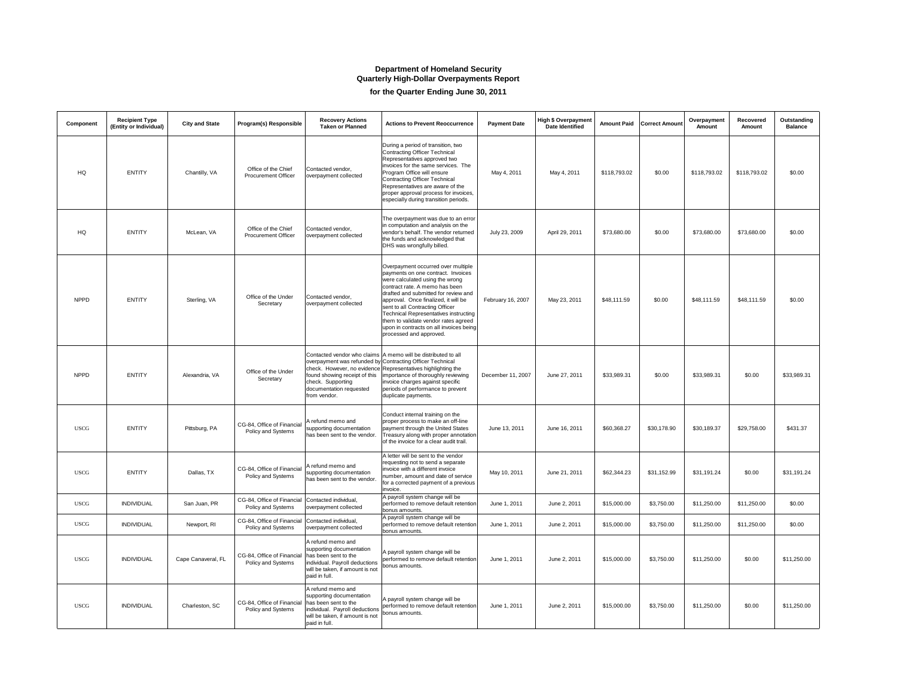**Department of Homeland Security**
**Quarterly High-Dollar Overpayments Report**

**for the Quarter Ending June 30, 2011**

| Component | Recipient Type (Entity or Individual) | City and State | Program(s) Responsible | Recovery Actions Taken or Planned | Actions to Prevent Reoccurrence | Payment Date | High $ Overpayment Date Identified | Amount Paid | Correct Amount | Overpayment Amount | Recovered Amount | Outstanding Balance |
|---|---|---|---|---|---|---|---|---|---|---|---|---|
| HQ | ENTITY | Chantilly, VA | Office of the Chief Procurement Officer | Contacted vendor, overpayment collected | During a period of transition, two Contracting Officer Technical Representatives approved two invoices for the same services. The Program Office will ensure Contracting Officer Technical Representatives are aware of the proper approval process for invoices, especially during transition periods. | May 4, 2011 | May 4, 2011 | $118,793.02 | $0.00 | $118,793.02 | $118,793.02 | $0.00 |
| HQ | ENTITY | McLean, VA | Office of the Chief Procurement Officer | Contacted vendor, overpayment collected | The overpayment was due to an error in computation and analysis on the vendor's behalf. The vendor returned the funds and acknowledged that DHS was wrongfully billed. | July 23, 2009 | April 29, 2011 | $73,680.00 | $0.00 | $73,680.00 | $73,680.00 | $0.00 |
| NPPD | ENTITY | Sterling, VA | Office of the Under Secretary | Contacted vendor, overpayment collected | Overpayment occurred over multiple payments on one contract. Invoices were calculated using the wrong contract rate. A memo has been drafted and submitted for review and approval. Once finalized, it will be sent to all Contracting Officer Technical Representatives instructing them to validate vendor rates agreed upon in contracts on all invoices being processed and approved. | February 16, 2007 | May 23, 2011 | $48,111.59 | $0.00 | $48,111.59 | $48,111.59 | $0.00 |
| NPPD | ENTITY | Alexandria, VA | Office of the Under Secretary | Contacted vendor who claims overpayment was refunded by check. However, no evidence found showing receipt of this check. Supporting documentation requested from vendor. | A memo will be distributed to all Contracting Officer Technical Representatives highlighting the importance of thoroughly reviewing invoice charges against specific periods of performance to prevent duplicate payments. | December 11, 2007 | June 27, 2011 | $33,989.31 | $0.00 | $33,989.31 | $0.00 | $33,989.31 |
| USCG | ENTITY | Pittsburg, PA | CG-84, Office of Financial Policy and Systems | A refund memo and supporting documentation has been sent to the vendor. | Conduct internal training on the proper process to make an off-line payment through the United States Treasury along with proper annotation of the invoice for a clear audit trail. | June 13, 2011 | June 16, 2011 | $60,368.27 | $30,178.90 | $30,189.37 | $29,758.00 | $431.37 |
| USCG | ENTITY | Dallas, TX | CG-84, Office of Financial Policy and Systems | A refund memo and supporting documentation has been sent to the vendor. | A letter will be sent to the vendor requesting not to send a separate invoice with a different invoice number, amount and date of service for a corrected payment of a previous invoice. | May 10, 2011 | June 21, 2011 | $62,344.23 | $31,152.99 | $31,191.24 | $0.00 | $31,191.24 |
| USCG | INDIVIDUAL | San Juan, PR | CG-84, Office of Financial Policy and Systems | Contacted individual, overpayment collected | A payroll system change will be performed to remove default retention bonus amounts. | June 1, 2011 | June 2, 2011 | $15,000.00 | $3,750.00 | $11,250.00 | $11,250.00 | $0.00 |
| USCG | INDIVIDUAL | Newport, RI | CG-84, Office of Financial Policy and Systems | Contacted individual, overpayment collected | A payroll system change will be performed to remove default retention bonus amounts. | June 1, 2011 | June 2, 2011 | $15,000.00 | $3,750.00 | $11,250.00 | $11,250.00 | $0.00 |
| USCG | INDIVIDUAL | Cape Canaveral, FL | CG-84, Office of Financial Policy and Systems | A refund memo and supporting documentation has been sent to the individual. Payroll deductions will be taken, if amount is not paid in full. | A payroll system change will be performed to remove default retention bonus amounts. | June 1, 2011 | June 2, 2011 | $15,000.00 | $3,750.00 | $11,250.00 | $0.00 | $11,250.00 |
| USCG | INDIVIDUAL | Charleston, SC | CG-84, Office of Financial Policy and Systems | A refund memo and supporting documentation has been sent to the individual. Payroll deductions will be taken, if amount is not paid in full. | A payroll system change will be performed to remove default retention bonus amounts. | June 1, 2011 | June 2, 2011 | $15,000.00 | $3,750.00 | $11,250.00 | $0.00 | $11,250.00 |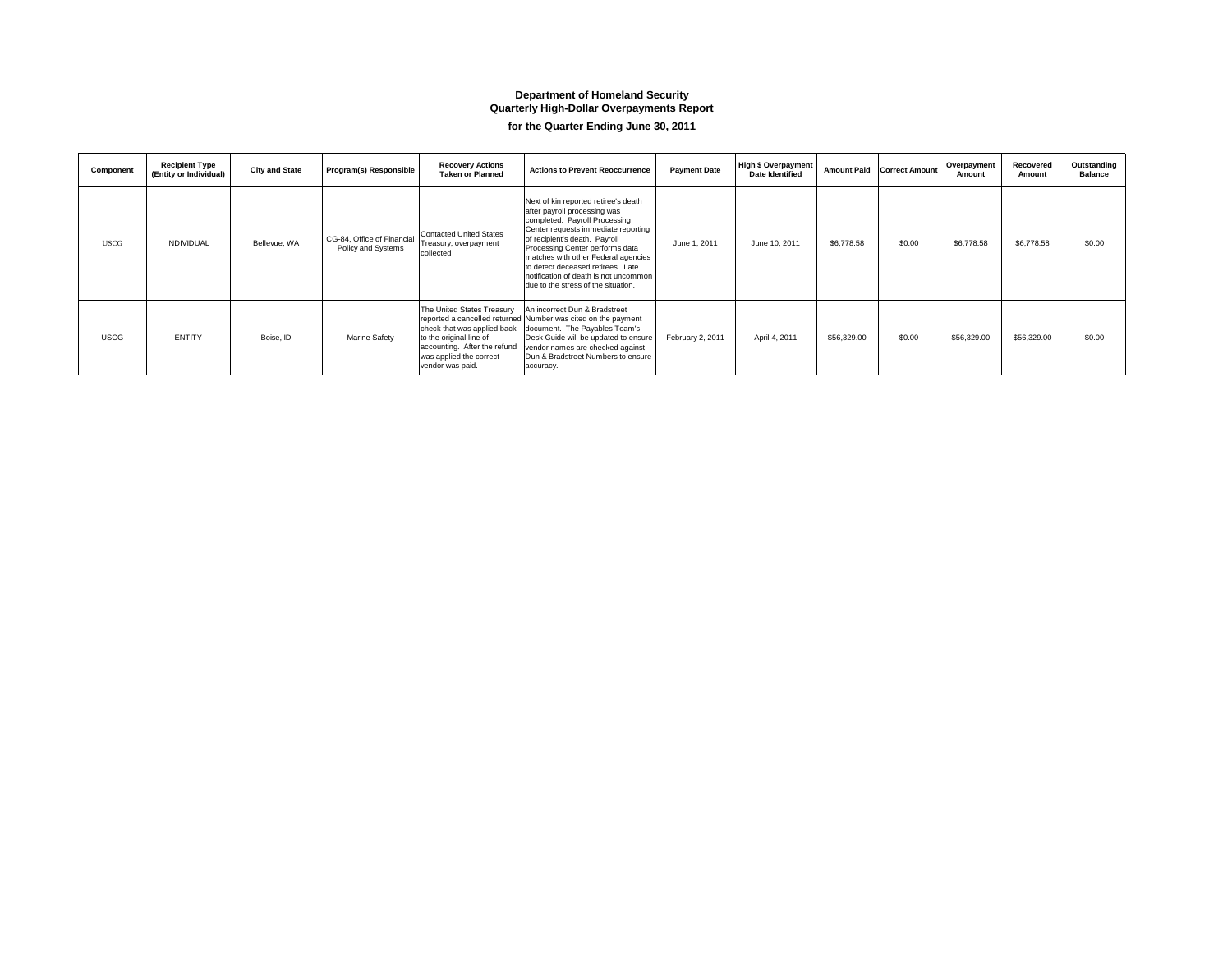# Department of Homeland Security
## Quarterly High-Dollar Overpayments Report
### for the Quarter Ending June 30, 2011

| Component | Recipient Type (Entity or Individual) | City and State | Program(s) Responsible | Recovery Actions Taken or Planned | Actions to Prevent Reoccurrence | Payment Date | High $ Overpayment Date Identified | Amount Paid | Correct Amount | Overpayment Amount | Recovered Amount | Outstanding Balance |
|---|---|---|---|---|---|---|---|---|---|---|---|---|
| USCG | INDIVIDUAL | Bellevue, WA | CG-84, Office of Financial Policy and Systems | Contacted United States Treasury, overpayment collected | Next of kin reported retiree's death after payroll processing was completed. Payroll Processing Center requests immediate reporting of recipient's death. Payroll Processing Center performs data matches with other Federal agencies to detect deceased retirees. Late notification of death is not uncommon due to the stress of the situation. | June 1, 2011 | June 10, 2011 | $6,778.58 | $0.00 | $6,778.58 | $6,778.58 | $0.00 |
| USCG | ENTITY | Boise, ID | Marine Safety | The United States Treasury reported a cancelled returned check that was applied back to the original line of accounting. After the refund was applied the correct vendor was paid. | An incorrect Dun & Bradstreet Number was cited on the payment document. The Payables Team's Desk Guide will be updated to ensure vendor names are checked against Dun & Bradstreet Numbers to ensure accuracy. | February 2, 2011 | April 4, 2011 | $56,329.00 | $0.00 | $56,329.00 | $56,329.00 | $0.00 |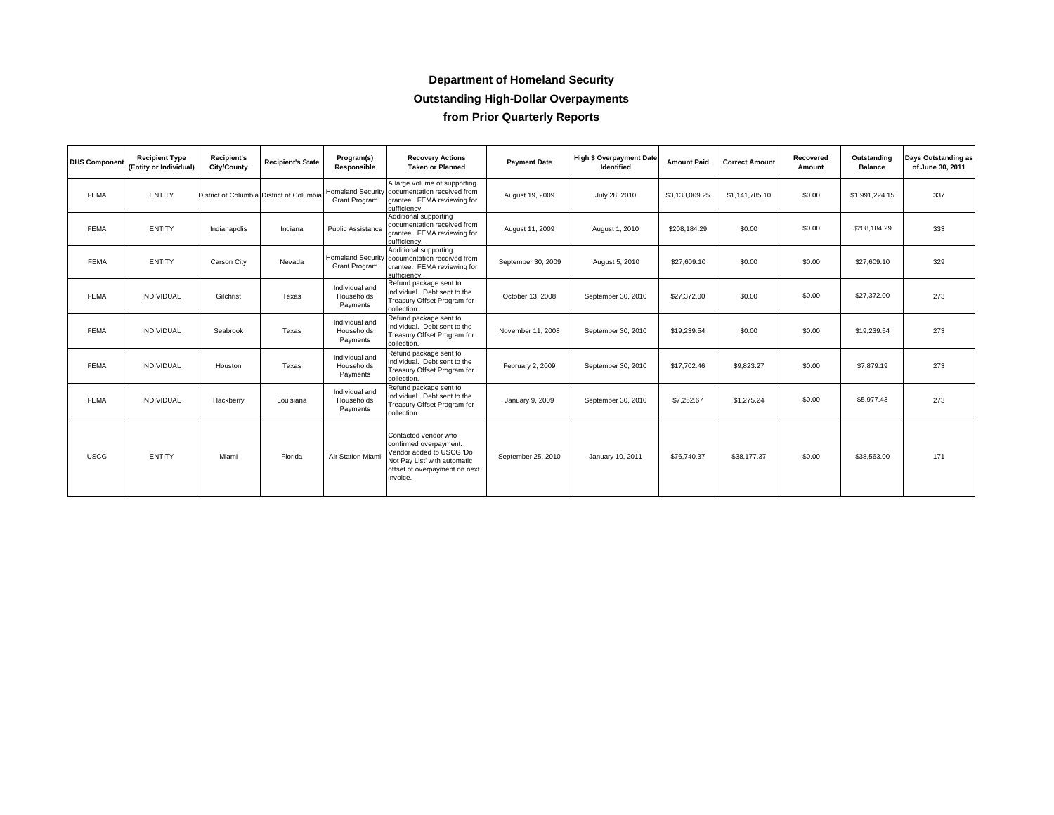# Department of Homeland Security

## Outstanding High-Dollar Overpayments

## from Prior Quarterly Reports

| DHS Component | Recipient Type (Entity or Individual) | Recipient's City/County | Recipient's State | Program(s) Responsible | Recovery Actions Taken or Planned | Payment Date | High $ Overpayment Date Identified | Amount Paid | Correct Amount | Recovered Amount | Outstanding Balance | Days Outstanding as of June 30, 2011 |
|---|---|---|---|---|---|---|---|---|---|---|---|---|
| FEMA | ENTITY | District of Columbia | District of Columbia | Homeland Security Grant Program | A large volume of supporting documentation received from grantee. FEMA reviewing for sufficiency. | August 19, 2009 | July 28, 2010 | $3,133,009.25 | $1,141,785.10 | $0.00 | $1,991,224.15 | 337 |
| FEMA | ENTITY | Indianapolis | Indiana | Public Assistance | Additional supporting documentation received from grantee. FEMA reviewing for sufficiency. | August 11, 2009 | August 1, 2010 | $208,184.29 | $0.00 | $0.00 | $208,184.29 | 333 |
| FEMA | ENTITY | Carson City | Nevada | Homeland Security Grant Program | Additional supporting documentation received from grantee. FEMA reviewing for sufficiency. | September 30, 2009 | August 5, 2010 | $27,609.10 | $0.00 | $0.00 | $27,609.10 | 329 |
| FEMA | INDIVIDUAL | Gilchrist | Texas | Individual and Households Payments | Refund package sent to individual. Debt sent to the Treasury Offset Program for collection. | October 13, 2008 | September 30, 2010 | $27,372.00 | $0.00 | $0.00 | $27,372.00 | 273 |
| FEMA | INDIVIDUAL | Seabrook | Texas | Individual and Households Payments | Refund package sent to individual. Debt sent to the Treasury Offset Program for collection. | November 11, 2008 | September 30, 2010 | $19,239.54 | $0.00 | $0.00 | $19,239.54 | 273 |
| FEMA | INDIVIDUAL | Houston | Texas | Individual and Households Payments | Refund package sent to individual. Debt sent to the Treasury Offset Program for collection. | February 2, 2009 | September 30, 2010 | $17,702.46 | $9,823.27 | $0.00 | $7,879.19 | 273 |
| FEMA | INDIVIDUAL | Hackberry | Louisiana | Individual and Households Payments | Refund package sent to individual. Debt sent to the Treasury Offset Program for collection. | January 9, 2009 | September 30, 2010 | $7,252.67 | $1,275.24 | $0.00 | $5,977.43 | 273 |
| USCG | ENTITY | Miami | Florida | Air Station Miami | Contacted vendor who confirmed overpayment. Vendor added to USCG 'Do Not Pay List' with automatic offset of overpayment on next invoice. | September 25, 2010 | January 10, 2011 | $76,740.37 | $38,177.37 | $0.00 | $38,563.00 | 171 |